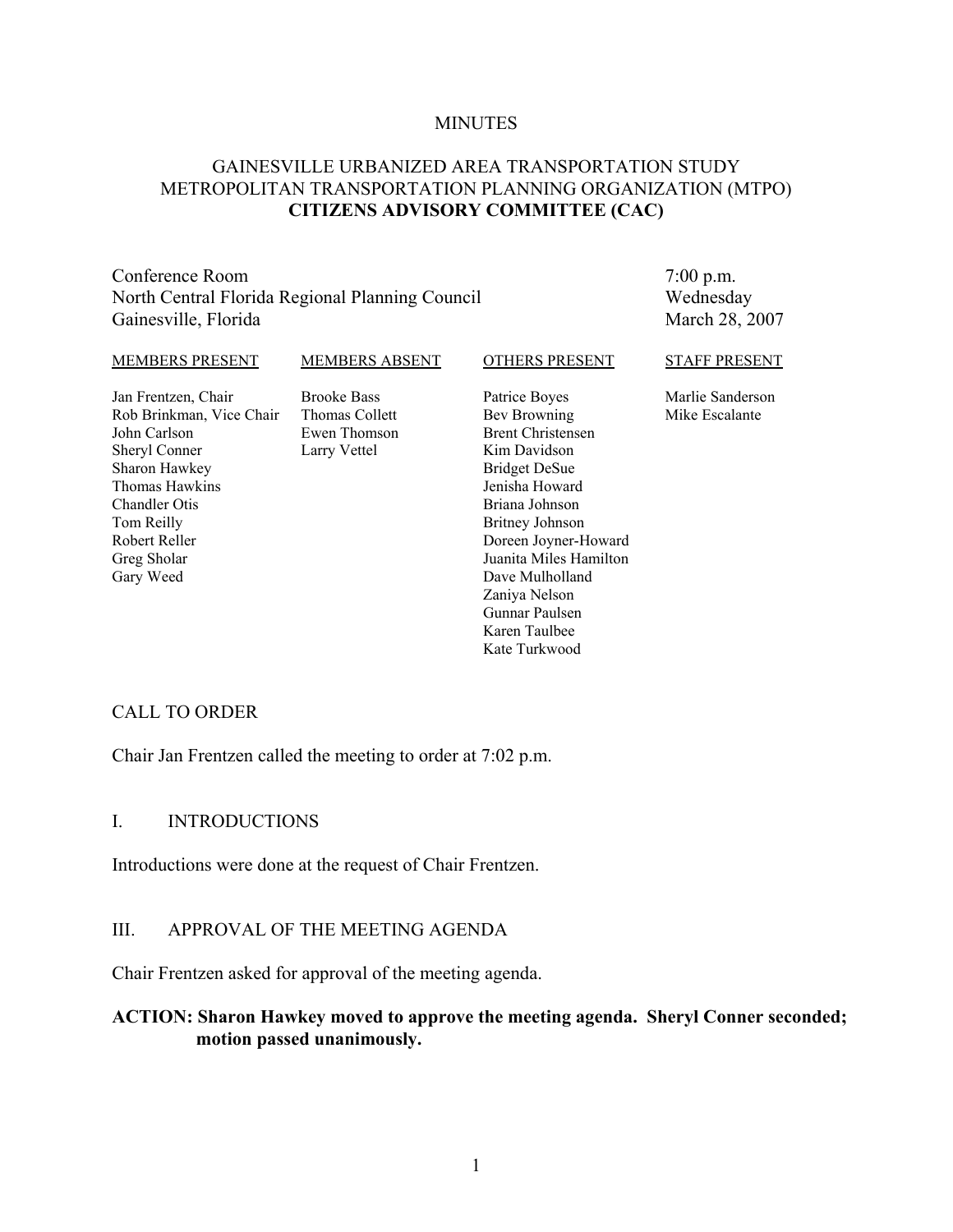MINUTES

# GAINESVILLE URBANIZED AREA TRANSPORTATION STUDY METROPOLITAN TRANSPORTATION PLANNING ORGANIZATION (MTPO) **CITIZENS ADVISORY COMMITTEE (CAC)**

Conference Room
North Central Florida Regional Planning Council
Gainesville, Florida

7:00 p.m.
Wednesday
March 28, 2007

| MEMBERS PRESENT | MEMBERS ABSENT | OTHERS PRESENT | STAFF PRESENT |
|---|---|---|---|
| Jan Frentzen, Chair | Brooke Bass | Patrice Boyes | Marlie Sanderson |
| Rob Brinkman, Vice Chair | Thomas Collett | Bev Browning | Mike Escalante |
| John Carlson | Ewen Thomson | Brent Christensen | |
| Sheryl Conner | Larry Vettel | Kim Davidson | |
| Sharon Hawkey | | Bridget DeSue | |
| Thomas Hawkins | | Jenisha Howard | |
| Chandler Otis | | Briana Johnson | |
| Tom Reilly | | Britney Johnson | |
| Robert Reller | | Doreen Joyner-Howard | |
| Greg Sholar | | Juanita Miles Hamilton | |
| Gary Weed | | Dave Mulholland | |
| | | Zaniya Nelson | |
| | | Gunnar Paulsen | |
| | | Karen Taulbee | |
| | | Kate Turkwood | |

## CALL TO ORDER

Chair Jan Frentzen called the meeting to order at 7:02 p.m.

## I. INTRODUCTIONS

Introductions were done at the request of Chair Frentzen.

## III. APPROVAL OF THE MEETING AGENDA

Chair Frentzen asked for approval of the meeting agenda.

**ACTION: Sharon Hawkey moved to approve the meeting agenda. Sheryl Conner seconded; motion passed unanimously.**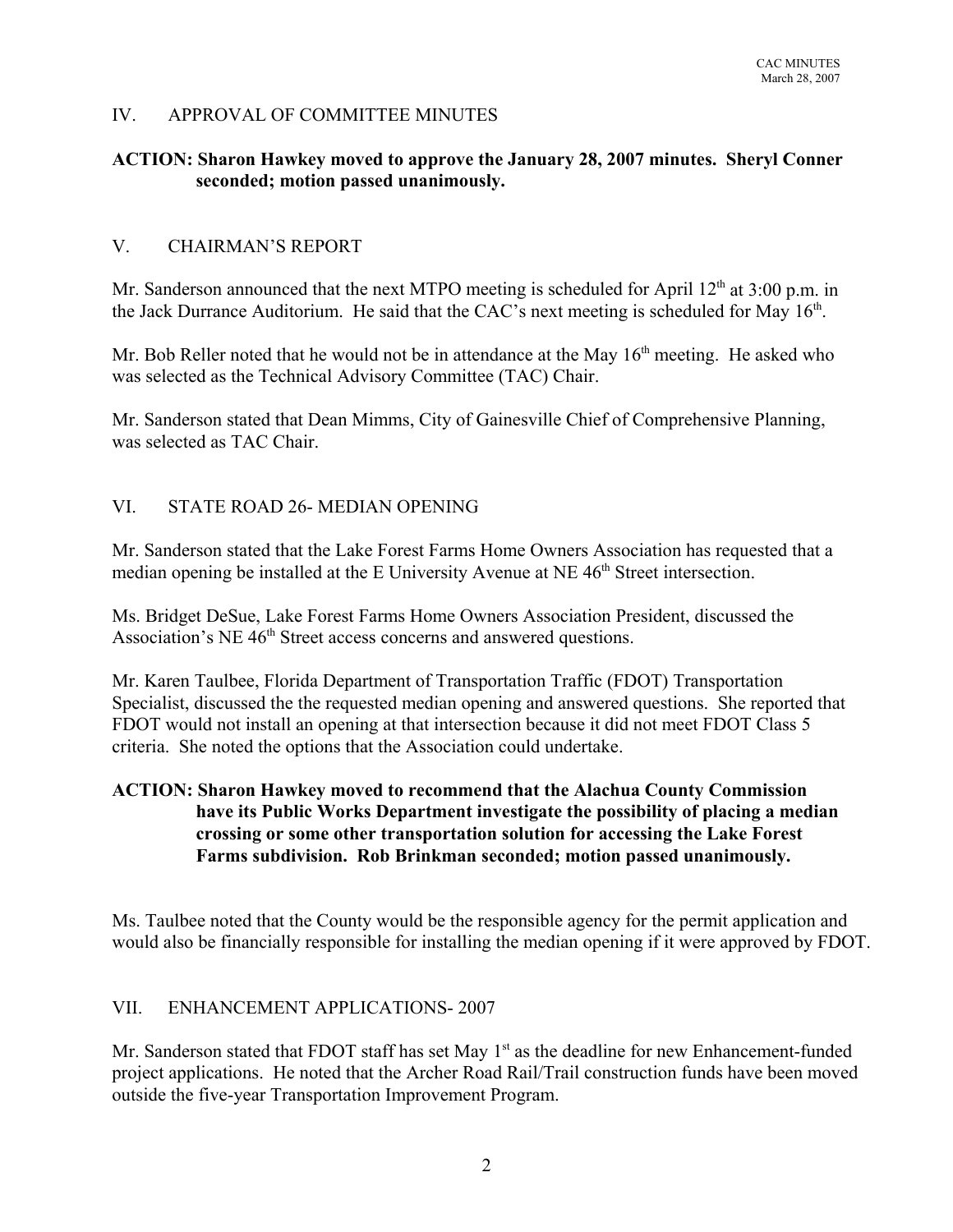## IV. APPROVAL OF COMMITTEE MINUTES

**ACTION: Sharon Hawkey moved to approve the January 28, 2007 minutes. Sheryl Conner seconded; motion passed unanimously.**

## V. CHAIRMAN'S REPORT

Mr. Sanderson announced that the next MTPO meeting is scheduled for April 12th at 3:00 p.m. in the Jack Durrance Auditorium. He said that the CAC's next meeting is scheduled for May 16th.

Mr. Bob Reller noted that he would not be in attendance at the May 16th meeting. He asked who was selected as the Technical Advisory Committee (TAC) Chair.

Mr. Sanderson stated that Dean Mimms, City of Gainesville Chief of Comprehensive Planning, was selected as TAC Chair.

## VI. STATE ROAD 26- MEDIAN OPENING

Mr. Sanderson stated that the Lake Forest Farms Home Owners Association has requested that a median opening be installed at the E University Avenue at NE 46th Street intersection.

Ms. Bridget DeSue, Lake Forest Farms Home Owners Association President, discussed the Association's NE 46th Street access concerns and answered questions.

Mr. Karen Taulbee, Florida Department of Transportation Traffic (FDOT) Transportation Specialist, discussed the the requested median opening and answered questions. She reported that FDOT would not install an opening at that intersection because it did not meet FDOT Class 5 criteria. She noted the options that the Association could undertake.

**ACTION: Sharon Hawkey moved to recommend that the Alachua County Commission have its Public Works Department investigate the possibility of placing a median crossing or some other transportation solution for accessing the Lake Forest Farms subdivision. Rob Brinkman seconded; motion passed unanimously.**

Ms. Taulbee noted that the County would be the responsible agency for the permit application and would also be financially responsible for installing the median opening if it were approved by FDOT.

## VII. ENHANCEMENT APPLICATIONS- 2007

Mr. Sanderson stated that FDOT staff has set May 1st as the deadline for new Enhancement-funded project applications. He noted that the Archer Road Rail/Trail construction funds have been moved outside the five-year Transportation Improvement Program.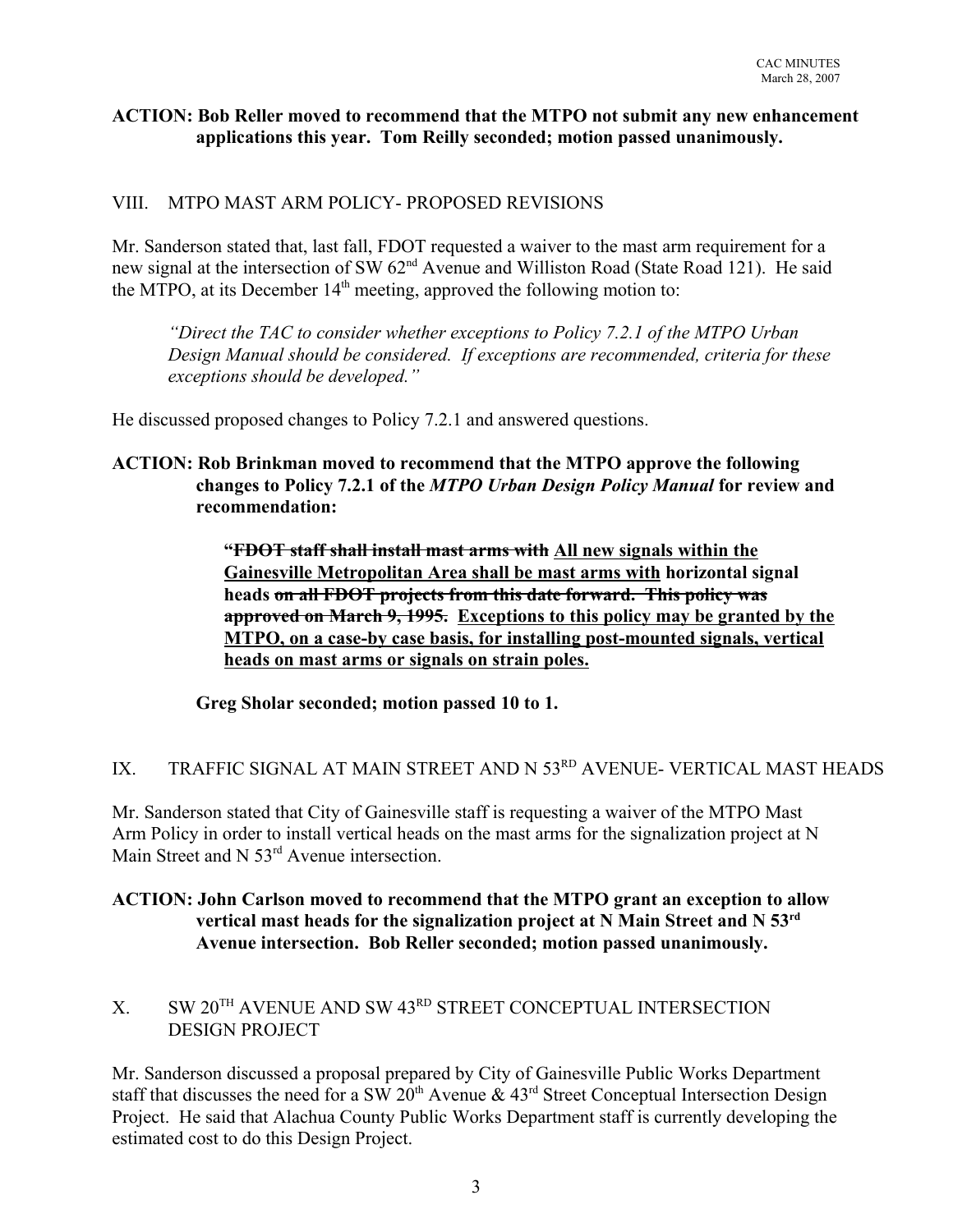**ACTION: Bob Reller moved to recommend that the MTPO not submit any new enhancement applications this year. Tom Reilly seconded; motion passed unanimously.**

## VIII. MTPO MAST ARM POLICY- PROPOSED REVISIONS

Mr. Sanderson stated that, last fall, FDOT requested a waiver to the mast arm requirement for a new signal at the intersection of SW 62[nd] Avenue and Williston Road (State Road 121). He said the MTPO, at its December 14[th] meeting, approved the following motion to:

> *"Direct the TAC to consider whether exceptions to Policy 7.2.1 of the MTPO Urban Design Manual should be considered. If exceptions are recommended, criteria for these exceptions should be developed."*

He discussed proposed changes to Policy 7.2.1 and answered questions.

**ACTION: Rob Brinkman moved to recommend that the MTPO approve the following changes to Policy 7.2.1 of the *MTPO Urban Design Policy Manual* for review and recommendation:**

> **"~~FDOT staff shall install mast arms with~~ <u>All new signals within the Gainesville Metropolitan Area shall be mast arms with</u> horizontal signal heads ~~on all FDOT projects from this date forward. This policy was approved on March 9, 1995.~~ <u>Exceptions to this policy may be granted by the MTPO, on a case-by case basis, for installing post-mounted signals, vertical heads on mast arms or signals on strain poles.</u>**

**Greg Sholar seconded; motion passed 10 to 1.**

## IX. TRAFFIC SIGNAL AT MAIN STREET AND N 53[RD] AVENUE- VERTICAL MAST HEADS

Mr. Sanderson stated that City of Gainesville staff is requesting a waiver of the MTPO Mast Arm Policy in order to install vertical heads on the mast arms for the signalization project at N Main Street and N 53[rd] Avenue intersection.

**ACTION: John Carlson moved to recommend that the MTPO grant an exception to allow vertical mast heads for the signalization project at N Main Street and N 53[rd] Avenue intersection. Bob Reller seconded; motion passed unanimously.**

## X. SW 20[TH] AVENUE AND SW 43[RD] STREET CONCEPTUAL INTERSECTION DESIGN PROJECT

Mr. Sanderson discussed a proposal prepared by City of Gainesville Public Works Department staff that discusses the need for a SW 20[th] Avenue & 43[rd] Street Conceptual Intersection Design Project. He said that Alachua County Public Works Department staff is currently developing the estimated cost to do this Design Project.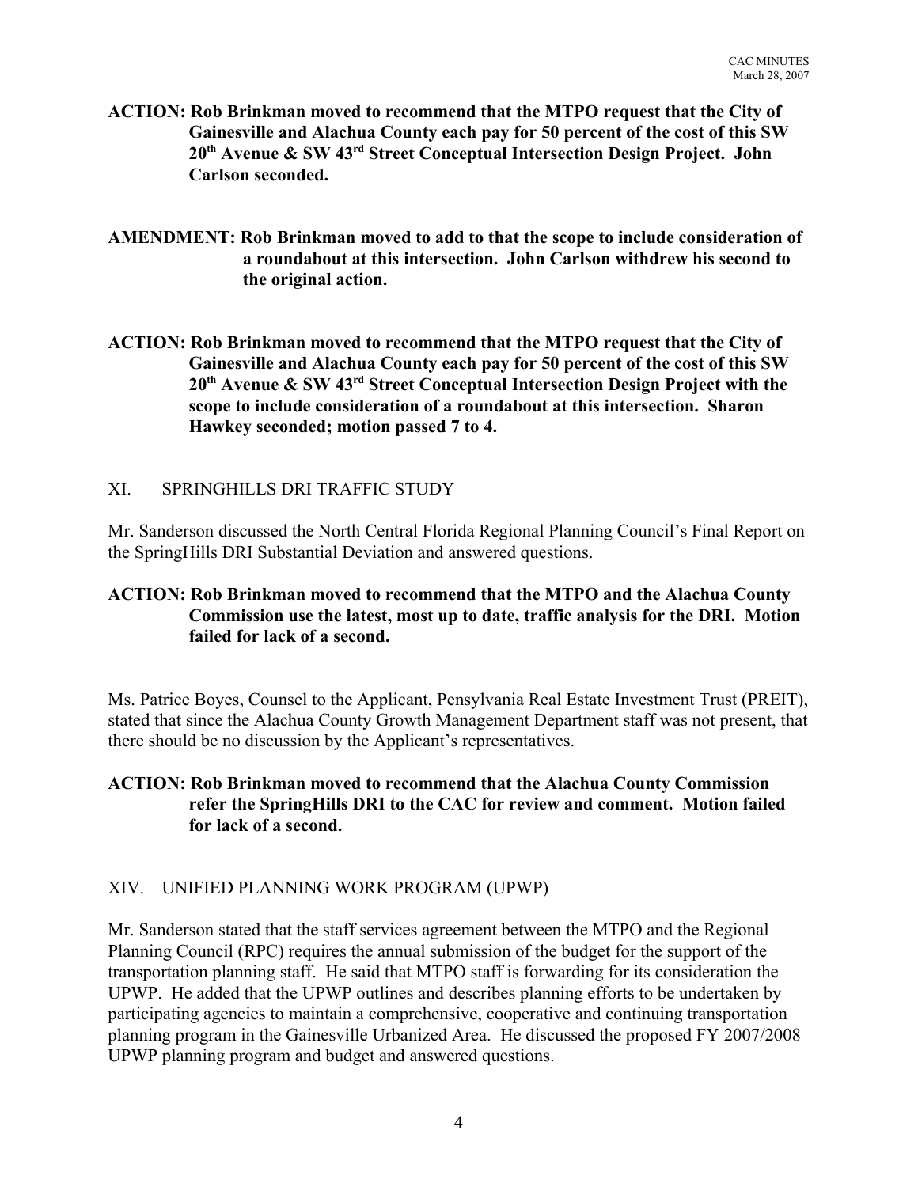**ACTION: Rob Brinkman moved to recommend that the MTPO request that the City of Gainesville and Alachua County each pay for 50 percent of the cost of this SW 20th Avenue & SW 43rd Street Conceptual Intersection Design Project. John Carlson seconded.**

**AMENDMENT: Rob Brinkman moved to add to that the scope to include consideration of a roundabout at this intersection. John Carlson withdrew his second to the original action.**

**ACTION: Rob Brinkman moved to recommend that the MTPO request that the City of Gainesville and Alachua County each pay for 50 percent of the cost of this SW 20th Avenue & SW 43rd Street Conceptual Intersection Design Project with the scope to include consideration of a roundabout at this intersection. Sharon Hawkey seconded; motion passed 7 to 4.**

## XI. SPRINGHILLS DRI TRAFFIC STUDY

Mr. Sanderson discussed the North Central Florida Regional Planning Council's Final Report on the SpringHills DRI Substantial Deviation and answered questions.

**ACTION: Rob Brinkman moved to recommend that the MTPO and the Alachua County Commission use the latest, most up to date, traffic analysis for the DRI. Motion failed for lack of a second.**

Ms. Patrice Boyes, Counsel to the Applicant, Pensylvania Real Estate Investment Trust (PREIT), stated that since the Alachua County Growth Management Department staff was not present, that there should be no discussion by the Applicant's representatives.

**ACTION: Rob Brinkman moved to recommend that the Alachua County Commission refer the SpringHills DRI to the CAC for review and comment. Motion failed for lack of a second.**

## XIV. UNIFIED PLANNING WORK PROGRAM (UPWP)

Mr. Sanderson stated that the staff services agreement between the MTPO and the Regional Planning Council (RPC) requires the annual submission of the budget for the support of the transportation planning staff. He said that MTPO staff is forwarding for its consideration the UPWP. He added that the UPWP outlines and describes planning efforts to be undertaken by participating agencies to maintain a comprehensive, cooperative and continuing transportation planning program in the Gainesville Urbanized Area. He discussed the proposed FY 2007/2008 UPWP planning program and budget and answered questions.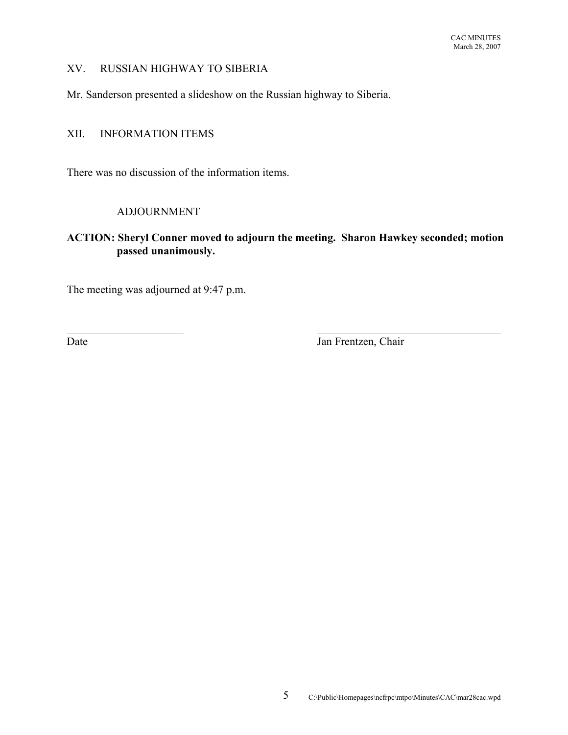## XV. RUSSIAN HIGHWAY TO SIBERIA

Mr. Sanderson presented a slideshow on the Russian highway to Siberia.

## XII. INFORMATION ITEMS

There was no discussion of the information items.

## ADJOURNMENT

**ACTION: Sheryl Conner moved to adjourn the meeting. Sharon Hawkey seconded; motion passed unanimously.**

The meeting was adjourned at 9:47 p.m.

\_\_\_\_\_\_\_\_\_\_\_\_\_\_\_\_\_\_\_\_\_\_ \_\_\_\_\_\_\_\_\_\_\_\_\_\_\_\_\_\_\_\_\_\_\_\_\_\_\_\_\_\_\_\_\_\_\_

Date Jan Frentzen, Chair